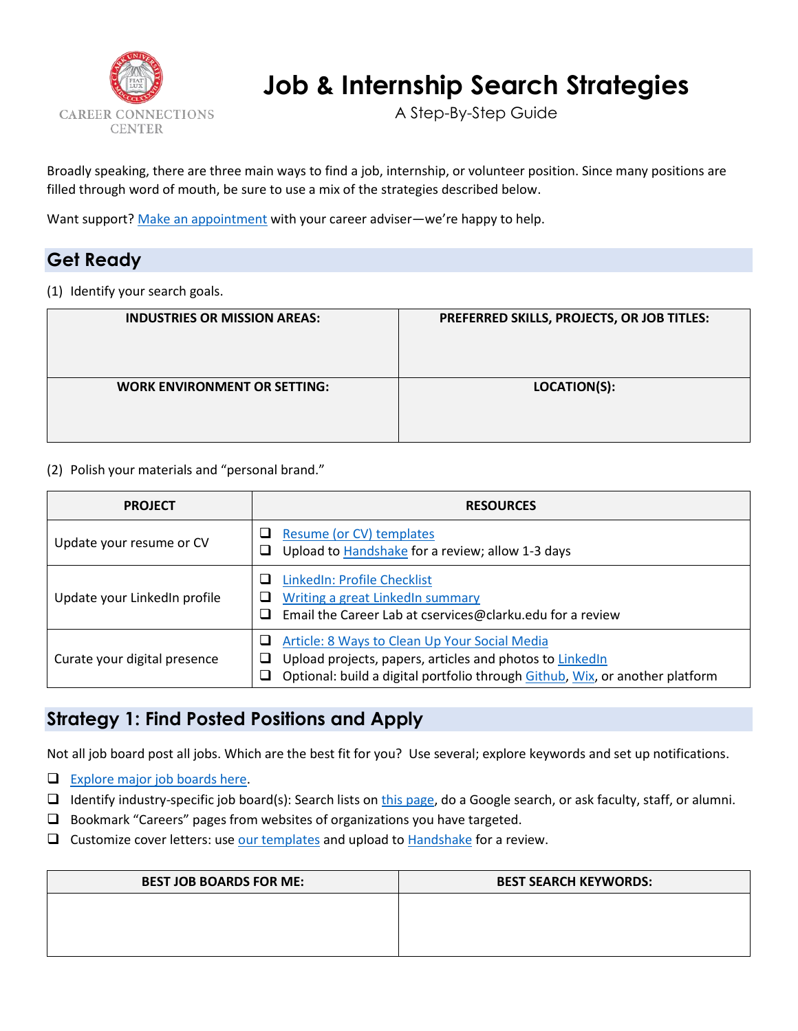CAREER CONNECTIONS CENTER

# Job & Internship Search Strategies

A Step-By-Step Guide

Broadly speaking, there are three main ways to find a job, internship, or volunteer position. Since many positions are filled through word of mouth, be sure to use a mix of the strategies described below.

Want support? Make an appointment with your career adviser—we're happy to help.

## Get Ready

(1) Identify your search goals.

| INDUSTRIES OR MISSION AREAS: | PREFERRED SKILLS, PROJECTS, OR JOB TITLES: |
|---|---|
| **WORK ENVIRONMENT OR SETTING:** | **LOCATION(S):** |

(2) Polish your materials and "personal brand."

| PROJECT | RESOURCES |
|---|---|
| Update your resume or CV | ❑ Resume (or CV) templates<br>❑ Upload to Handshake for a review; allow 1-3 days |
| Update your LinkedIn profile | ❑ LinkedIn: Profile Checklist<br>❑ Writing a great LinkedIn summary<br>❑ Email the Career Lab at cservices@clarku.edu for a review |
| Curate your digital presence | ❑ Article: 8 Ways to Clean Up Your Social Media<br>❑ Upload projects, papers, articles and photos to LinkedIn<br>❑ Optional: build a digital portfolio through Github, Wix, or another platform |

## Strategy 1: Find Posted Positions and Apply

Not all job board post all jobs. Which are the best fit for you? Use several; explore keywords and set up notifications.

- ❑ Explore major job boards here.
- ❑ Identify industry-specific job board(s): Search lists on this page, do a Google search, or ask faculty, staff, or alumni.
- ❑ Bookmark "Careers" pages from websites of organizations you have targeted.
- ❑ Customize cover letters: use our templates and upload to Handshake for a review.

| BEST JOB BOARDS FOR ME: | BEST SEARCH KEYWORDS: |
|---|---|
| | |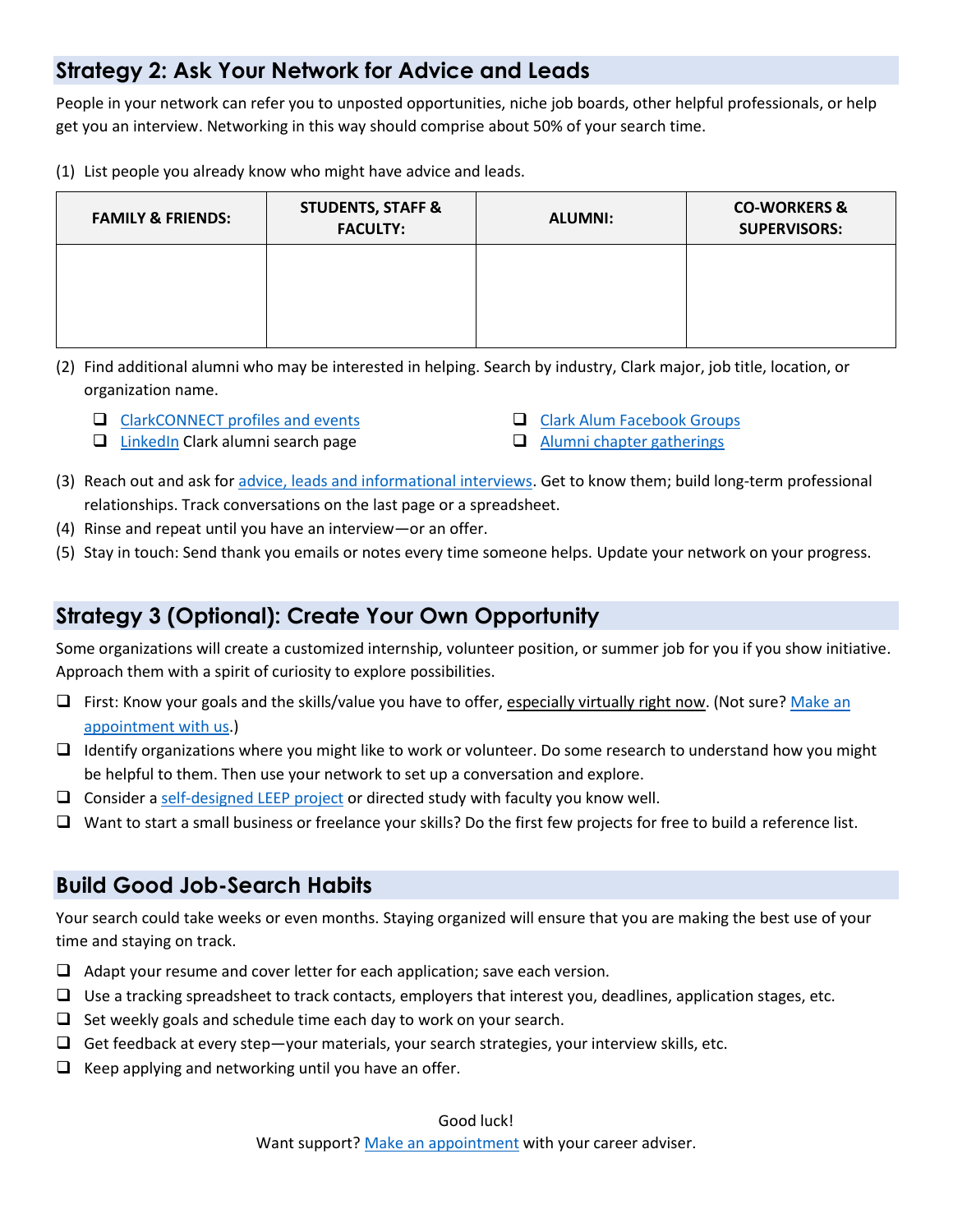## Strategy 2: Ask Your Network for Advice and Leads

People in your network can refer you to unposted opportunities, niche job boards, other helpful professionals, or help get you an interview. Networking in this way should comprise about 50% of your search time.

(1) List people you already know who might have advice and leads.

| FAMILY & FRIENDS: | STUDENTS, STAFF & FACULTY: | ALUMNI: | CO-WORKERS & SUPERVISORS: |
|---|---|---|---|
| | | | |

(2) Find additional alumni who may be interested in helping. Search by industry, Clark major, job title, location, or organization name.

- ☐ ClarkCONNECT profiles and events
- ☐ LinkedIn Clark alumni search page
- ☐ Clark Alum Facebook Groups
- ☐ Alumni chapter gatherings

(3) Reach out and ask for advice, leads and informational interviews. Get to know them; build long-term professional relationships. Track conversations on the last page or a spreadsheet.

(4) Rinse and repeat until you have an interview—or an offer.

(5) Stay in touch: Send thank you emails or notes every time someone helps. Update your network on your progress.

## Strategy 3 (Optional): Create Your Own Opportunity

Some organizations will create a customized internship, volunteer position, or summer job for you if you show initiative. Approach them with a spirit of curiosity to explore possibilities.

- ☐ First: Know your goals and the skills/value you have to offer, especially virtually right now. (Not sure? Make an appointment with us.)
- ☐ Identify organizations where you might like to work or volunteer. Do some research to understand how you might be helpful to them. Then use your network to set up a conversation and explore.
- ☐ Consider a self-designed LEEP project or directed study with faculty you know well.
- ☐ Want to start a small business or freelance your skills? Do the first few projects for free to build a reference list.

## Build Good Job-Search Habits

Your search could take weeks or even months. Staying organized will ensure that you are making the best use of your time and staying on track.

- ☐ Adapt your resume and cover letter for each application; save each version.
- ☐ Use a tracking spreadsheet to track contacts, employers that interest you, deadlines, application stages, etc.
- ☐ Set weekly goals and schedule time each day to work on your search.
- ☐ Get feedback at every step—your materials, your search strategies, your interview skills, etc.
- ☐ Keep applying and networking until you have an offer.

Good luck!

Want support? Make an appointment with your career adviser.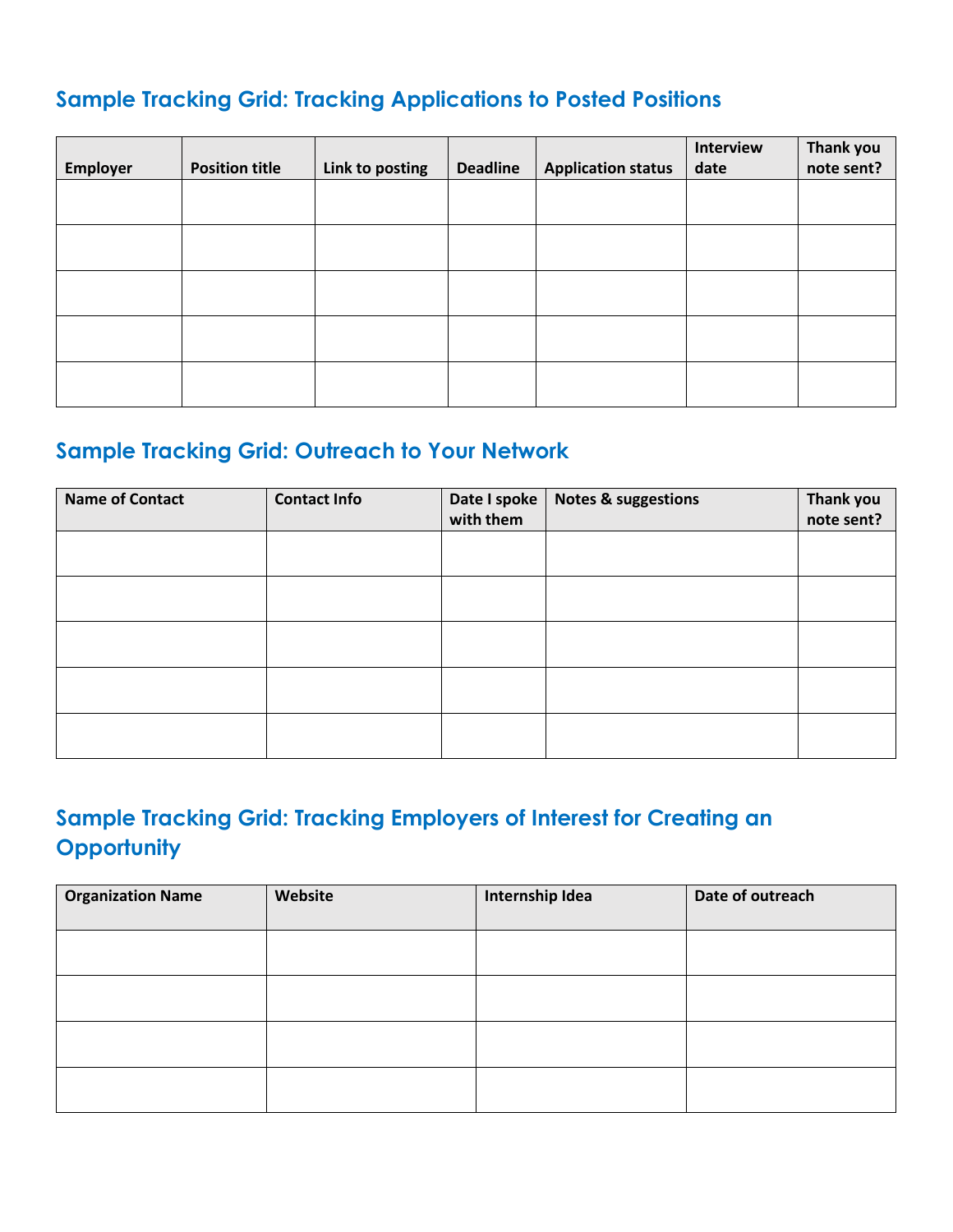## Sample Tracking Grid: Tracking Applications to Posted Positions

| Employer | Position title | Link to posting | Deadline | Application status | Interview date | Thank you note sent? |
| --- | --- | --- | --- | --- | --- | --- |
| | | | | | | |
| | | | | | | |
| | | | | | | |
| | | | | | | |
| | | | | | | |

## Sample Tracking Grid: Outreach to Your Network

| Name of Contact | Contact Info | Date I spoke with them | Notes & suggestions | Thank you note sent? |
| --- | --- | --- | --- | --- |
| | | | | |
| | | | | |
| | | | | |
| | | | | |
| | | | | |

## Sample Tracking Grid: Tracking Employers of Interest for Creating an Opportunity

| Organization Name | Website | Internship Idea | Date of outreach |
| --- | --- | --- | --- |
| | | | |
| | | | |
| | | | |
| | | | |